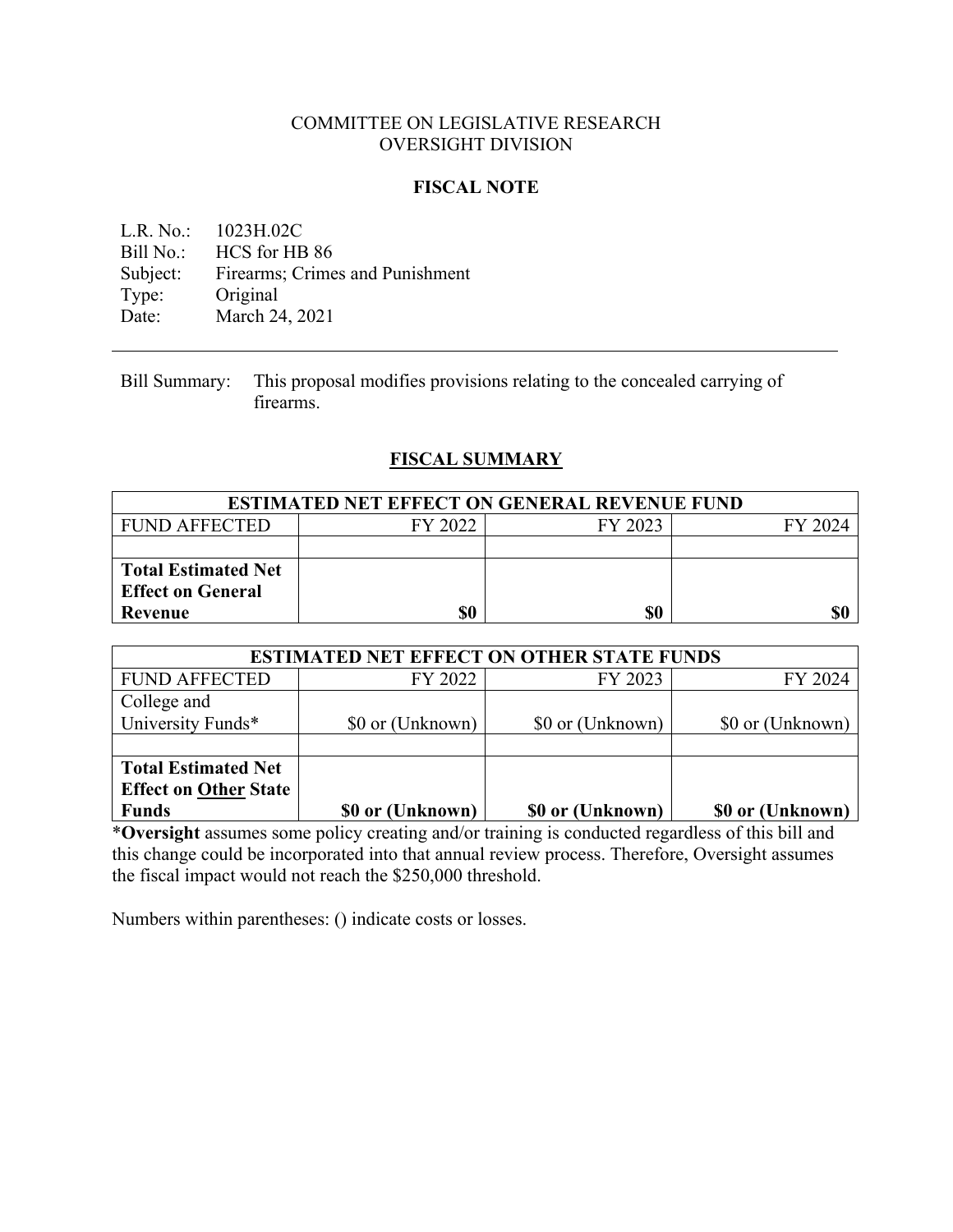COMMITTEE ON LEGISLATIVE RESEARCH
OVERSIGHT DIVISION

## FISCAL NOTE

L.R. No.: 1023H.02C
Bill No.: HCS for HB 86
Subject: Firearms; Crimes and Punishment
Type: Original
Date: March 24, 2021

---

Bill Summary: This proposal modifies provisions relating to the concealed carrying of firearms.

## FISCAL SUMMARY

| ESTIMATED NET EFFECT ON GENERAL REVENUE FUND | | | |
|---|---|---|---|
| FUND AFFECTED | FY 2022 | FY 2023 | FY 2024 |
| | | | |
| **Total Estimated Net Effect on General Revenue** | **$0** | **$0** | **$0** |

| ESTIMATED NET EFFECT ON OTHER STATE FUNDS | | | |
|---|---|---|---|
| FUND AFFECTED | FY 2022 | FY 2023 | FY 2024 |
| College and University Funds* | $0 or (Unknown) | $0 or (Unknown) | $0 or (Unknown) |
| | | | |
| **Total Estimated Net Effect on Other State Funds** | **$0 or (Unknown)** | **$0 or (Unknown)** | **$0 or (Unknown)** |

***Oversight** assumes some policy creating and/or training is conducted regardless of this bill and this change could be incorporated into that annual review process. Therefore, Oversight assumes the fiscal impact would not reach the $250,000 threshold.

Numbers within parentheses: () indicate costs or losses.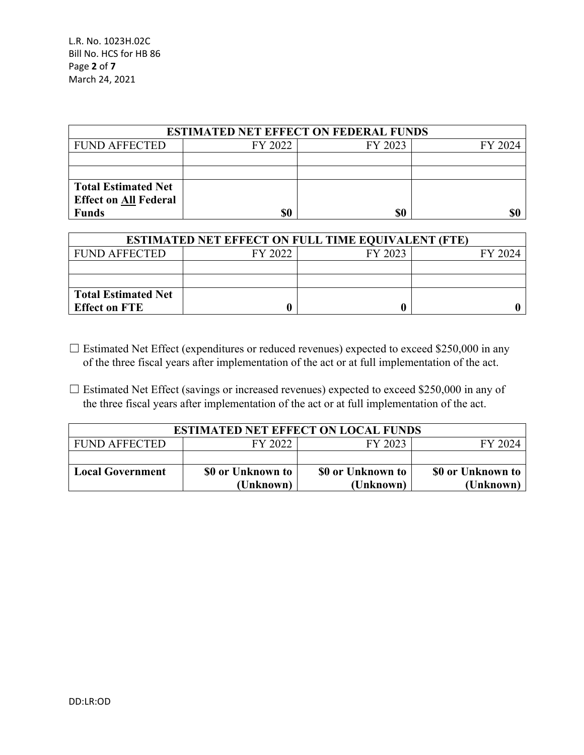| ESTIMATED NET EFFECT ON FEDERAL FUNDS | | | |
|---|---|---|---|
| FUND AFFECTED | FY 2022 | FY 2023 | FY 2024 |
| | | | |
| | | | |
| **Total Estimated Net Effect on All Federal Funds** | **$0** | **$0** | **$0** |

| ESTIMATED NET EFFECT ON FULL TIME EQUIVALENT (FTE) | | | |
|---|---|---|---|
| FUND AFFECTED | FY 2022 | FY 2023 | FY 2024 |
| | | | |
| | | | |
| **Total Estimated Net Effect on FTE** | **0** | **0** | **0** |

☐ Estimated Net Effect (expenditures or reduced revenues) expected to exceed $250,000 in any of the three fiscal years after implementation of the act or at full implementation of the act.

☐ Estimated Net Effect (savings or increased revenues) expected to exceed $250,000 in any of the three fiscal years after implementation of the act or at full implementation of the act.

| ESTIMATED NET EFFECT ON LOCAL FUNDS | | | |
|---|---|---|---|
| FUND AFFECTED | FY 2022 | FY 2023 | FY 2024 |
| | | | |
| **Local Government** | **$0 or Unknown to (Unknown)** | **$0 or Unknown to (Unknown)** | **$0 or Unknown to (Unknown)** |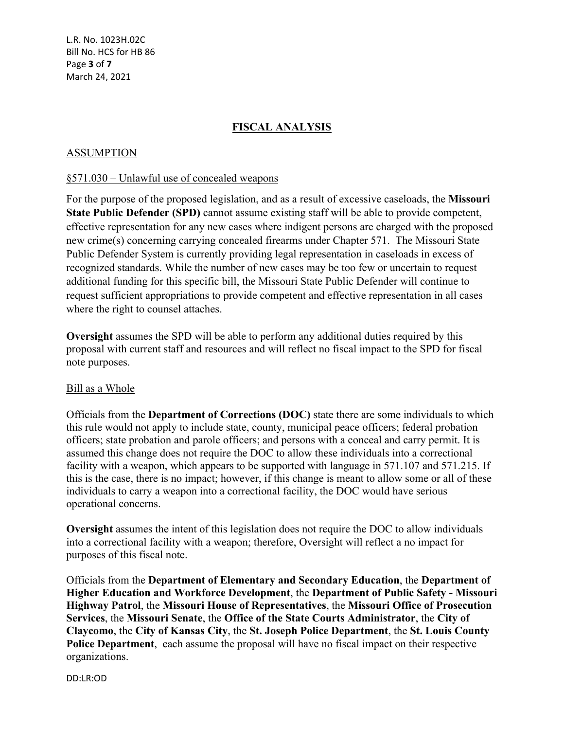## FISCAL ANALYSIS

### ASSUMPTION

§571.030 – Unlawful use of concealed weapons

For the purpose of the proposed legislation, and as a result of excessive caseloads, the **Missouri State Public Defender (SPD)** cannot assume existing staff will be able to provide competent, effective representation for any new cases where indigent persons are charged with the proposed new crime(s) concerning carrying concealed firearms under Chapter 571. The Missouri State Public Defender System is currently providing legal representation in caseloads in excess of recognized standards. While the number of new cases may be too few or uncertain to request additional funding for this specific bill, the Missouri State Public Defender will continue to request sufficient appropriations to provide competent and effective representation in all cases where the right to counsel attaches.

**Oversight** assumes the SPD will be able to perform any additional duties required by this proposal with current staff and resources and will reflect no fiscal impact to the SPD for fiscal note purposes.

Bill as a Whole

Officials from the **Department of Corrections (DOC)** state there are some individuals to which this rule would not apply to include state, county, municipal peace officers; federal probation officers; state probation and parole officers; and persons with a conceal and carry permit. It is assumed this change does not require the DOC to allow these individuals into a correctional facility with a weapon, which appears to be supported with language in 571.107 and 571.215. If this is the case, there is no impact; however, if this change is meant to allow some or all of these individuals to carry a weapon into a correctional facility, the DOC would have serious operational concerns.

**Oversight** assumes the intent of this legislation does not require the DOC to allow individuals into a correctional facility with a weapon; therefore, Oversight will reflect a no impact for purposes of this fiscal note.

Officials from the **Department of Elementary and Secondary Education**, the **Department of Higher Education and Workforce Development**, the **Department of Public Safety - Missouri Highway Patrol**, the **Missouri House of Representatives**, the **Missouri Office of Prosecution Services**, the **Missouri Senate**, the **Office of the State Courts Administrator**, the **City of Claycomo**, the **City of Kansas City**, the **St. Joseph Police Department**, the **St. Louis County Police Department**, each assume the proposal will have no fiscal impact on their respective organizations.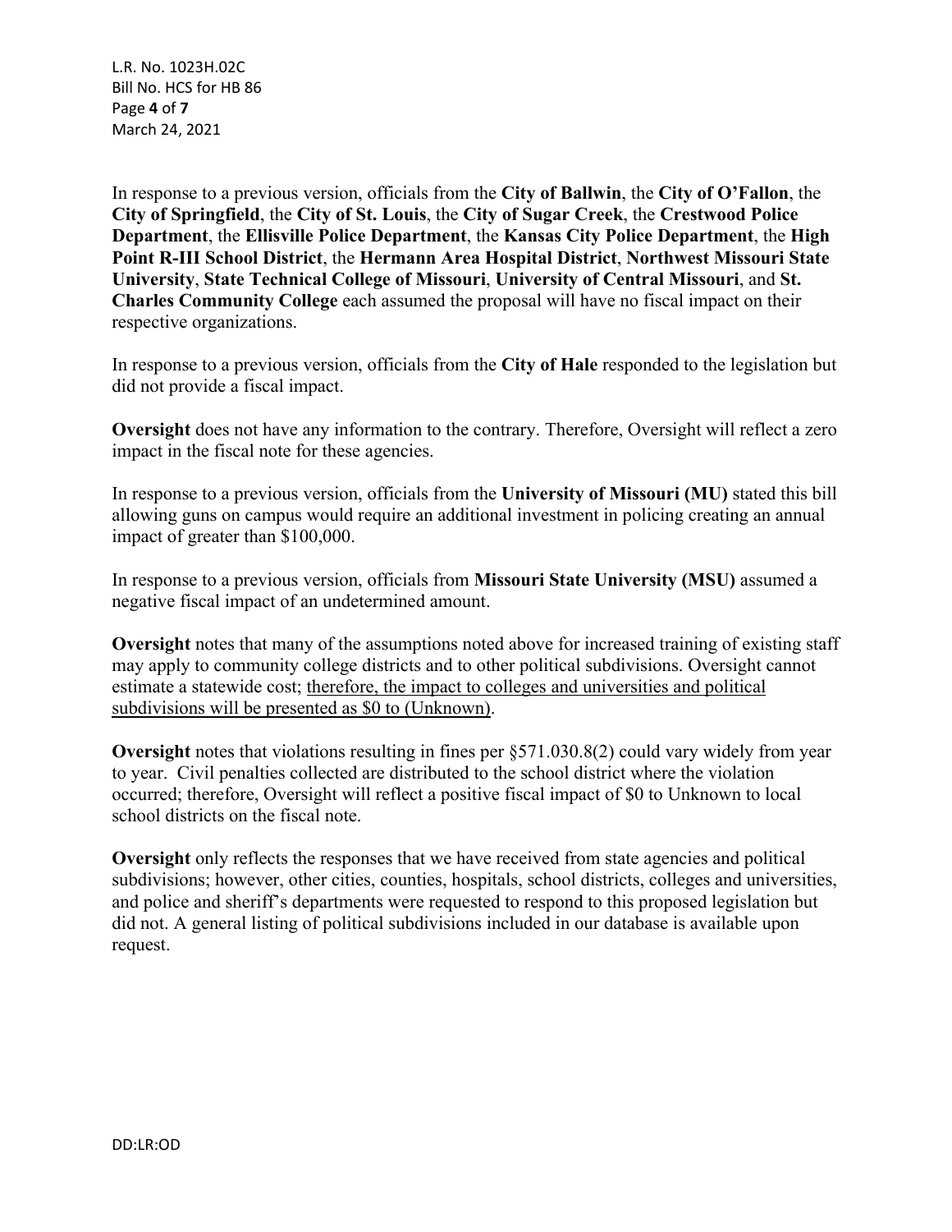In response to a previous version, officials from the **City of Ballwin**, the **City of O'Fallon**, the **City of Springfield**, the **City of St. Louis**, the **City of Sugar Creek**, the **Crestwood Police Department**, the **Ellisville Police Department**, the **Kansas City Police Department**, the **High Point R-III School District**, the **Hermann Area Hospital District**, **Northwest Missouri State University**, **State Technical College of Missouri**, **University of Central Missouri**, and **St. Charles Community College** each assumed the proposal will have no fiscal impact on their respective organizations.

In response to a previous version, officials from the **City of Hale** responded to the legislation but did not provide a fiscal impact.

**Oversight** does not have any information to the contrary. Therefore, Oversight will reflect a zero impact in the fiscal note for these agencies.

In response to a previous version, officials from the **University of Missouri (MU)** stated this bill allowing guns on campus would require an additional investment in policing creating an annual impact of greater than $100,000.

In response to a previous version, officials from **Missouri State University (MSU)** assumed a negative fiscal impact of an undetermined amount.

**Oversight** notes that many of the assumptions noted above for increased training of existing staff may apply to community college districts and to other political subdivisions. Oversight cannot estimate a statewide cost; therefore, the impact to colleges and universities and political subdivisions will be presented as $0 to (Unknown).

**Oversight** notes that violations resulting in fines per §571.030.8(2) could vary widely from year to year. Civil penalties collected are distributed to the school district where the violation occurred; therefore, Oversight will reflect a positive fiscal impact of $0 to Unknown to local school districts on the fiscal note.

**Oversight** only reflects the responses that we have received from state agencies and political subdivisions; however, other cities, counties, hospitals, school districts, colleges and universities, and police and sheriff's departments were requested to respond to this proposed legislation but did not. A general listing of political subdivisions included in our database is available upon request.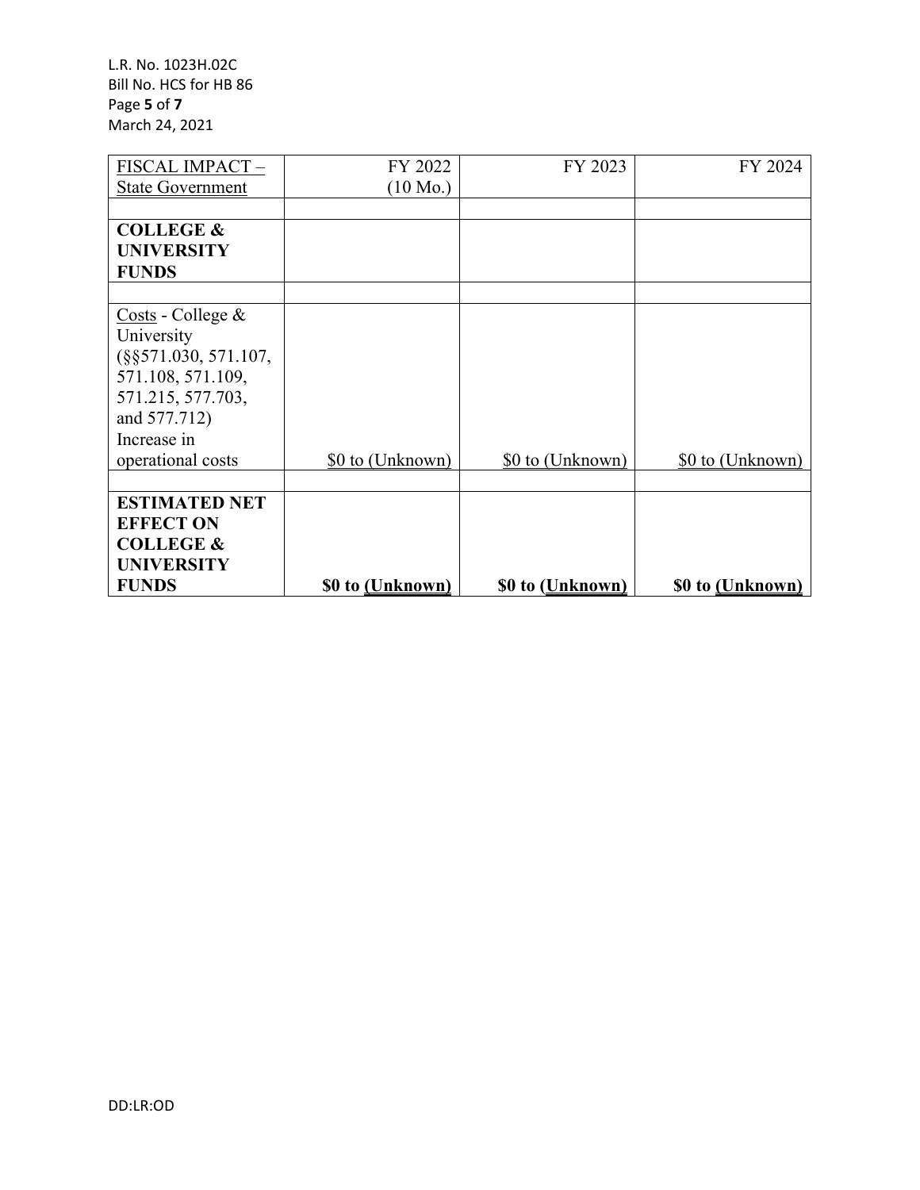| FISCAL IMPACT – State Government | FY 2022 (10 Mo.) | FY 2023 | FY 2024 |
|---|---|---|---|
| | | | |
| **COLLEGE & UNIVERSITY FUNDS** | | | |
| | | | |
| Costs - College & University (§§571.030, 571.107, 571.108, 571.109, 571.215, 577.703, and 577.712) Increase in operational costs | $0 to (Unknown) | $0 to (Unknown) | $0 to (Unknown) |
| | | | |
| **ESTIMATED NET EFFECT ON COLLEGE & UNIVERSITY FUNDS** | **$0 to (Unknown)** | **$0 to (Unknown)** | **$0 to (Unknown)** |

DD:LR:OD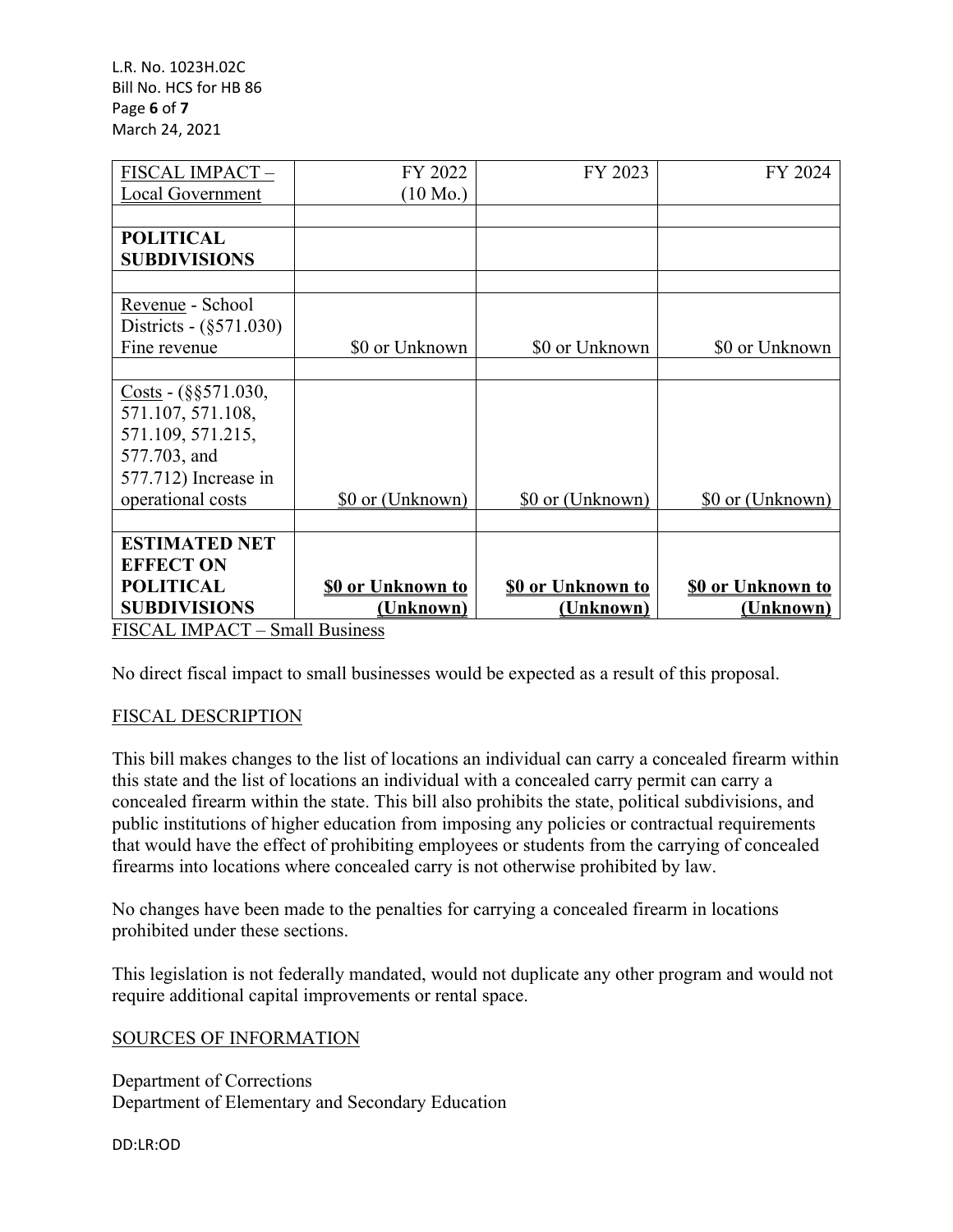| FISCAL IMPACT – Local Government | FY 2022 (10 Mo.) | FY 2023 | FY 2024 |
|---|---|---|---|
| | | | |
| **POLITICAL SUBDIVISIONS** | | | |
| | | | |
| Revenue - School Districts - (§571.030) Fine revenue | \$0 or Unknown | \$0 or Unknown | \$0 or Unknown |
| | | | |
| Costs - (§§571.030, 571.107, 571.108, 571.109, 571.215, 577.703, and 577.712) Increase in operational costs | \$0 or (Unknown) | \$0 or (Unknown) | \$0 or (Unknown) |
| | | | |
| **ESTIMATED NET EFFECT ON POLITICAL SUBDIVISIONS** | **\$0 or Unknown to (Unknown)** | **\$0 or Unknown to (Unknown)** | **\$0 or Unknown to (Unknown)** |

FISCAL IMPACT – Small Business

No direct fiscal impact to small businesses would be expected as a result of this proposal.

FISCAL DESCRIPTION

This bill makes changes to the list of locations an individual can carry a concealed firearm within this state and the list of locations an individual with a concealed carry permit can carry a concealed firearm within the state. This bill also prohibits the state, political subdivisions, and public institutions of higher education from imposing any policies or contractual requirements that would have the effect of prohibiting employees or students from the carrying of concealed firearms into locations where concealed carry is not otherwise prohibited by law.

No changes have been made to the penalties for carrying a concealed firearm in locations prohibited under these sections.

This legislation is not federally mandated, would not duplicate any other program and would not require additional capital improvements or rental space.

SOURCES OF INFORMATION

Department of Corrections
Department of Elementary and Secondary Education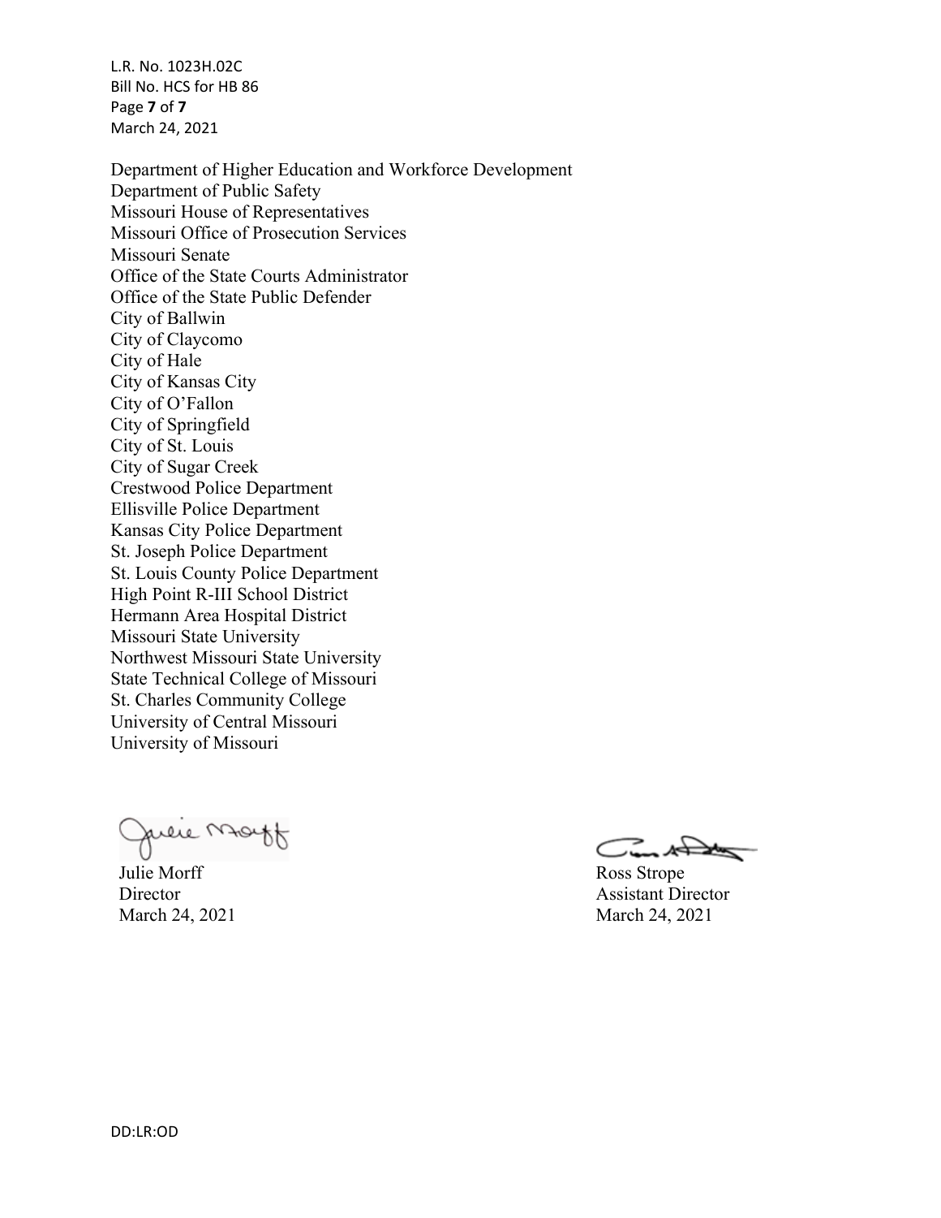Department of Higher Education and Workforce Development
Department of Public Safety
Missouri House of Representatives
Missouri Office of Prosecution Services
Missouri Senate
Office of the State Courts Administrator
Office of the State Public Defender
City of Ballwin
City of Claycomo
City of Hale
City of Kansas City
City of O'Fallon
City of Springfield
City of St. Louis
City of Sugar Creek
Crestwood Police Department
Ellisville Police Department
Kansas City Police Department
St. Joseph Police Department
St. Louis County Police Department
High Point R-III School District
Hermann Area Hospital District
Missouri State University
Northwest Missouri State University
State Technical College of Missouri
St. Charles Community College
University of Central Missouri
University of Missouri

Julie Morff
Director
March 24, 2021

Ross Strope
Assistant Director
March 24, 2021

DD:LR:OD